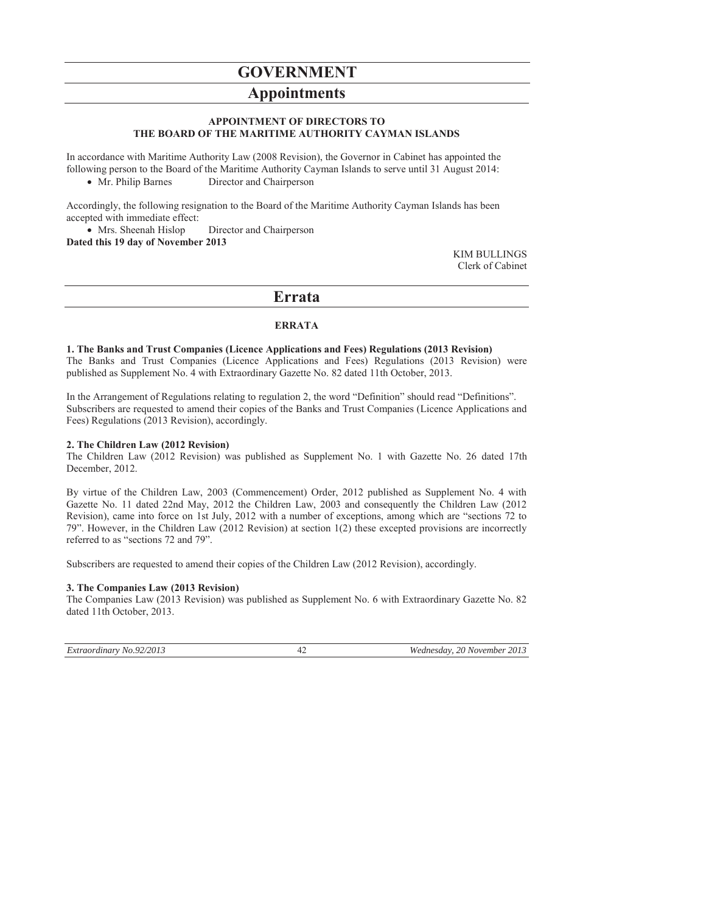# GOVERNMENT

## Appointments

**APPOINTMENT OF DIRECTORS TO THE BOARD OF THE MARITIME AUTHORITY CAYMAN ISLANDS**

In accordance with Maritime Authority Law (2008 Revision), the Governor in Cabinet has appointed the following person to the Board of the Maritime Authority Cayman Islands to serve until 31 August 2014:

- Mr. Philip Barnes  Director and Chairperson

Accordingly, the following resignation to the Board of the Maritime Authority Cayman Islands has been accepted with immediate effect:

- Mrs. Sheenah Hislop  Director and Chairperson

**Dated this 19 day of November 2013**

KIM BULLINGS
Clerk of Cabinet

## Errata

**ERRATA**

**1. The Banks and Trust Companies (Licence Applications and Fees) Regulations (2013 Revision)**
The Banks and Trust Companies (Licence Applications and Fees) Regulations (2013 Revision) were published as Supplement No. 4 with Extraordinary Gazette No. 82 dated 11th October, 2013.

In the Arrangement of Regulations relating to regulation 2, the word "Definition" should read "Definitions". Subscribers are requested to amend their copies of the Banks and Trust Companies (Licence Applications and Fees) Regulations (2013 Revision), accordingly.

**2. The Children Law (2012 Revision)**
The Children Law (2012 Revision) was published as Supplement No. 1 with Gazette No. 26 dated 17th December, 2012.

By virtue of the Children Law, 2003 (Commencement) Order, 2012 published as Supplement No. 4 with Gazette No. 11 dated 22nd May, 2012 the Children Law, 2003 and consequently the Children Law (2012 Revision), came into force on 1st July, 2012 with a number of exceptions, among which are "sections 72 to 79". However, in the Children Law (2012 Revision) at section 1(2) these excepted provisions are incorrectly referred to as "sections 72 and 79".

Subscribers are requested to amend their copies of the Children Law (2012 Revision), accordingly.

**3. The Companies Law (2013 Revision)**
The Companies Law (2013 Revision) was published as Supplement No. 6 with Extraordinary Gazette No. 82 dated 11th October, 2013.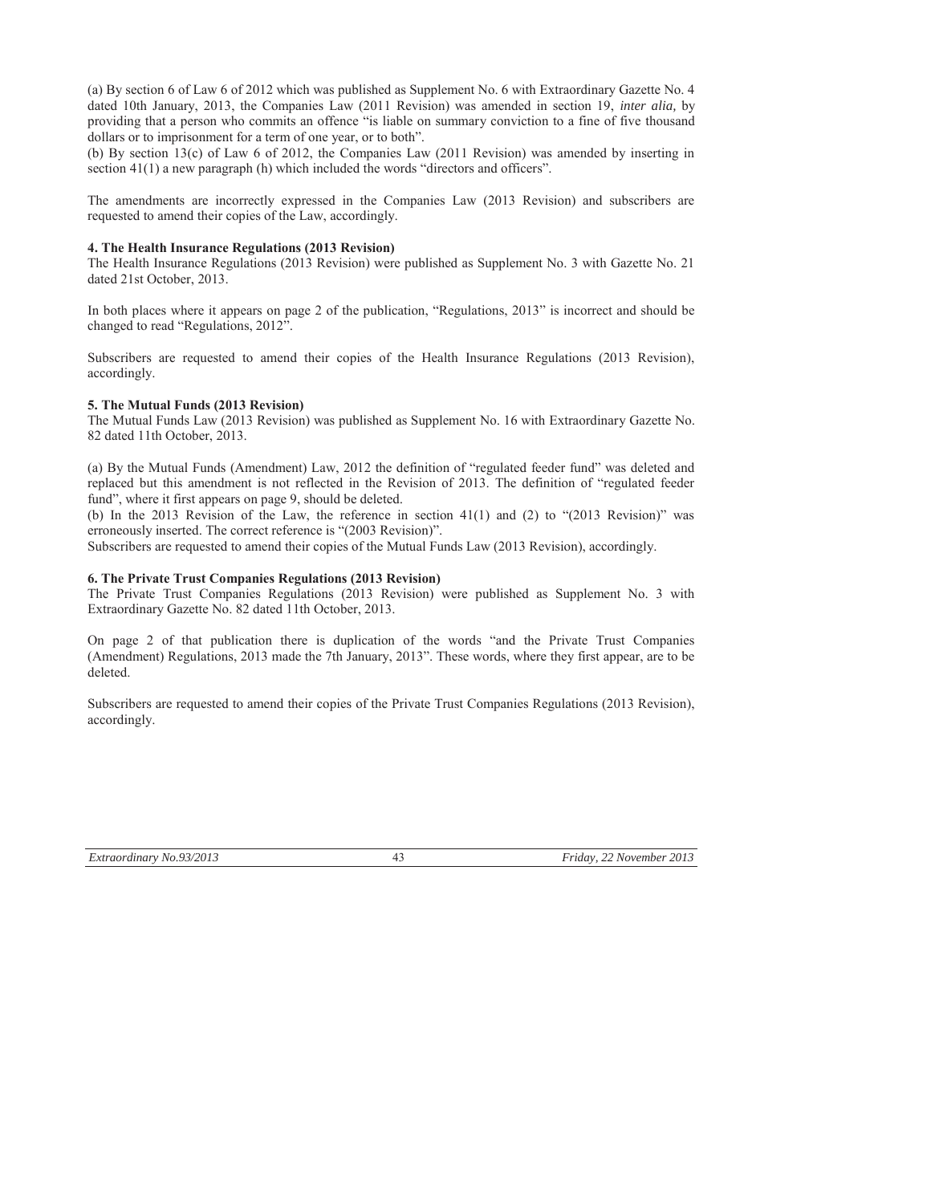(a) By section 6 of Law 6 of 2012 which was published as Supplement No. 6 with Extraordinary Gazette No. 4 dated 10th January, 2013, the Companies Law (2011 Revision) was amended in section 19, *inter alia,* by providing that a person who commits an offence "is liable on summary conviction to a fine of five thousand dollars or to imprisonment for a term of one year, or to both".

(b) By section 13(c) of Law 6 of 2012, the Companies Law (2011 Revision) was amended by inserting in section 41(1) a new paragraph (h) which included the words "directors and officers".

The amendments are incorrectly expressed in the Companies Law (2013 Revision) and subscribers are requested to amend their copies of the Law, accordingly.

**4. The Health Insurance Regulations (2013 Revision)**

The Health Insurance Regulations (2013 Revision) were published as Supplement No. 3 with Gazette No. 21 dated 21st October, 2013.

In both places where it appears on page 2 of the publication, "Regulations, 2013" is incorrect and should be changed to read "Regulations, 2012".

Subscribers are requested to amend their copies of the Health Insurance Regulations (2013 Revision), accordingly.

**5. The Mutual Funds (2013 Revision)**

The Mutual Funds Law (2013 Revision) was published as Supplement No. 16 with Extraordinary Gazette No. 82 dated 11th October, 2013.

(a) By the Mutual Funds (Amendment) Law, 2012 the definition of "regulated feeder fund" was deleted and replaced but this amendment is not reflected in the Revision of 2013. The definition of "regulated feeder fund", where it first appears on page 9, should be deleted.

(b) In the 2013 Revision of the Law, the reference in section 41(1) and (2) to "(2013 Revision)" was erroneously inserted. The correct reference is "(2003 Revision)".

Subscribers are requested to amend their copies of the Mutual Funds Law (2013 Revision), accordingly.

**6. The Private Trust Companies Regulations (2013 Revision)**

The Private Trust Companies Regulations (2013 Revision) were published as Supplement No. 3 with Extraordinary Gazette No. 82 dated 11th October, 2013.

On page 2 of that publication there is duplication of the words "and the Private Trust Companies (Amendment) Regulations, 2013 made the 7th January, 2013". These words, where they first appear, are to be deleted.

Subscribers are requested to amend their copies of the Private Trust Companies Regulations (2013 Revision), accordingly.